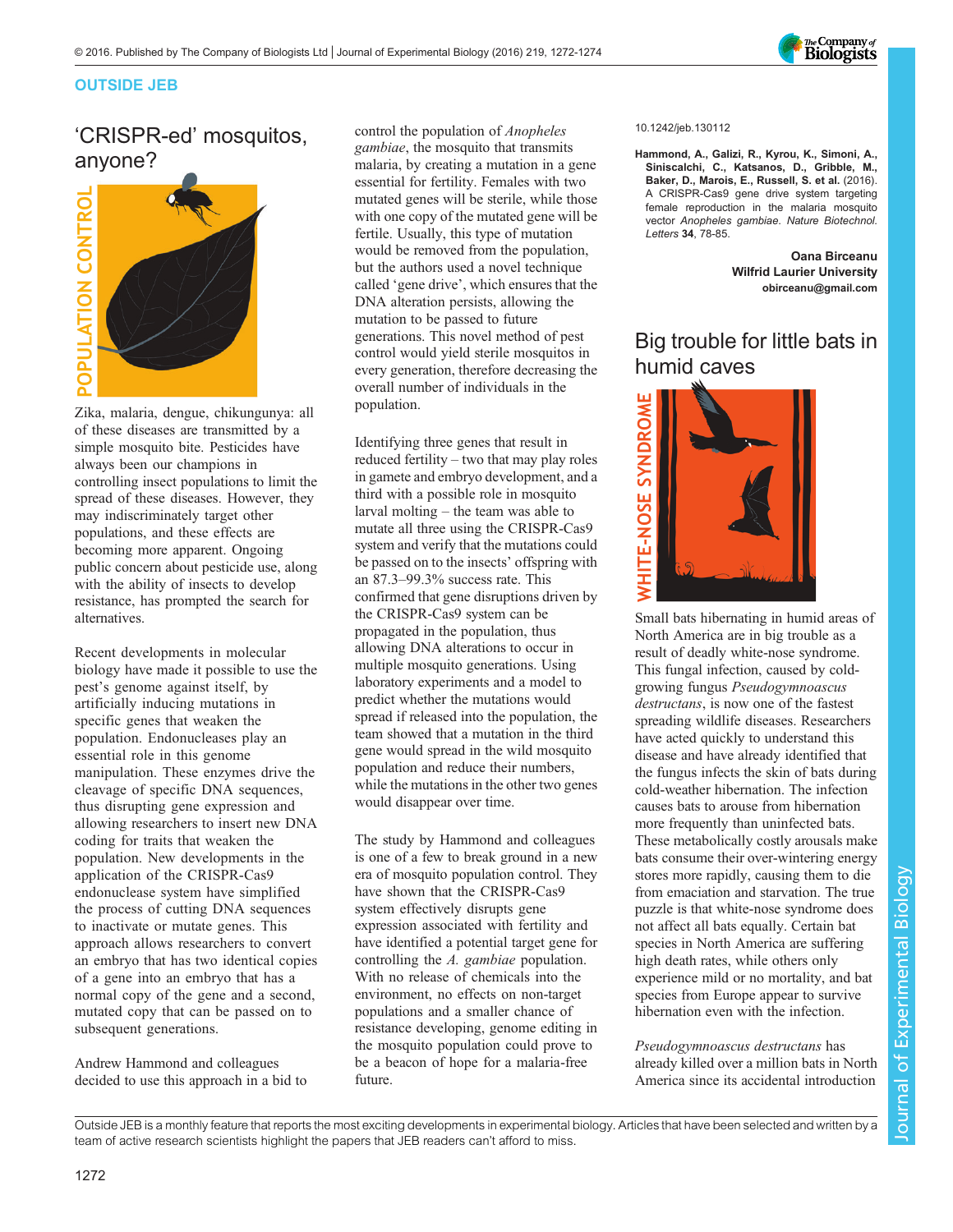## OUTSIDE JEB

# 'CRISPR-ed' mosquitos, anyone?

POPULATION CONTROL

Zika, malaria, dengue, chikungunya: all of these diseases are transmitted by a simple mosquito bite. Pesticides have always been our champions in controlling insect populations to limit the spread of these diseases. However, they may indiscriminately target other populations, and these effects are becoming more apparent. Ongoing public concern about pesticide use, along with the ability of insects to develop resistance, has prompted the search for alternatives.

Recent developments in molecular biology have made it possible to use the pest's genome against itself, by artificially inducing mutations in specific genes that weaken the population. Endonucleases play an essential role in this genome manipulation. These enzymes drive the cleavage of specific DNA sequences, thus disrupting gene expression and allowing researchers to insert new DNA coding for traits that weaken the population. New developments in the application of the CRISPR-Cas9 endonuclease system have simplified the process of cutting DNA sequences to inactivate or mutate genes. This approach allows researchers to convert an embryo that has two identical copies of a gene into an embryo that has a normal copy of the gene and a second, mutated copy that can be passed on to subsequent generations.

Andrew Hammond and colleagues decided to use this approach in a bid to control the population of *Anopheles gambiae*, the mosquito that transmits malaria, by creating a mutation in a gene essential for fertility. Females with two mutated genes will be sterile, while those with one copy of the mutated gene will be fertile. Usually, this type of mutation would be removed from the population, but the authors used a novel technique called 'gene drive', which ensures that the DNA alteration persists, allowing the mutation to be passed to future generations. This novel method of pest control would yield sterile mosquitos in every generation, therefore decreasing the overall number of individuals in the population.

Identifying three genes that result in reduced fertility – two that may play roles in gamete and embryo development, and a third with a possible role in mosquito larval molting – the team was able to mutate all three using the CRISPR-Cas9 system and verify that the mutations could be passed on to the insects' offspring with an 87.3–99.3% success rate. This confirmed that gene disruptions driven by the CRISPR-Cas9 system can be propagated in the population, thus allowing DNA alterations to occur in multiple mosquito generations. Using laboratory experiments and a model to predict whether the mutations would spread if released into the population, the team showed that a mutation in the third gene would spread in the wild mosquito population and reduce their numbers, while the mutations in the other two genes would disappear over time.

The study by Hammond and colleagues is one of a few to break ground in a new era of mosquito population control. They have shown that the CRISPR-Cas9 system effectively disrupts gene expression associated with fertility and have identified a potential target gene for controlling the *A. gambiae* population. With no release of chemicals into the environment, no effects on non-target populations and a smaller chance of resistance developing, genome editing in the mosquito population could prove to be a beacon of hope for a malaria-free future.

10.1242/jeb.130112

**Hammond, A., Galizi, R., Kyrou, K., Simoni, A., Siniscalchi, C., Katsanos, D., Gribble, M., Baker, D., Marois, E., Russell, S. et al.** (2016). A CRISPR-Cas9 gene drive system targeting female reproduction in the malaria mosquito vector *Anopheles gambiae*. *Nature Biotechnol. Letters* **34**, 78-85.

**Oana Birceanu**
**Wilfrid Laurier University**
**obirceanu@gmail.com**

# Big trouble for little bats in humid caves

WHITE-NOSE SYNDROME

Small bats hibernating in humid areas of North America are in big trouble as a result of deadly white-nose syndrome. This fungal infection, caused by cold-growing fungus *Pseudogymnoascus destructans*, is now one of the fastest spreading wildlife diseases. Researchers have acted quickly to understand this disease and have already identified that the fungus infects the skin of bats during cold-weather hibernation. The infection causes bats to arouse from hibernation more frequently than uninfected bats. These metabolically costly arousals make bats consume their over-wintering energy stores more rapidly, causing them to die from emaciation and starvation. The true puzzle is that white-nose syndrome does not affect all bats equally. Certain bat species in North America are suffering high death rates, while others only experience mild or no mortality, and bat species from Europe appear to survive hibernation even with the infection.

*Pseudogymnoascus destructans* has already killed over a million bats in North America since its accidental introduction

Outside JEB is a monthly feature that reports the most exciting developments in experimental biology. Articles that have been selected and written by a team of active research scientists highlight the papers that JEB readers can't afford to miss.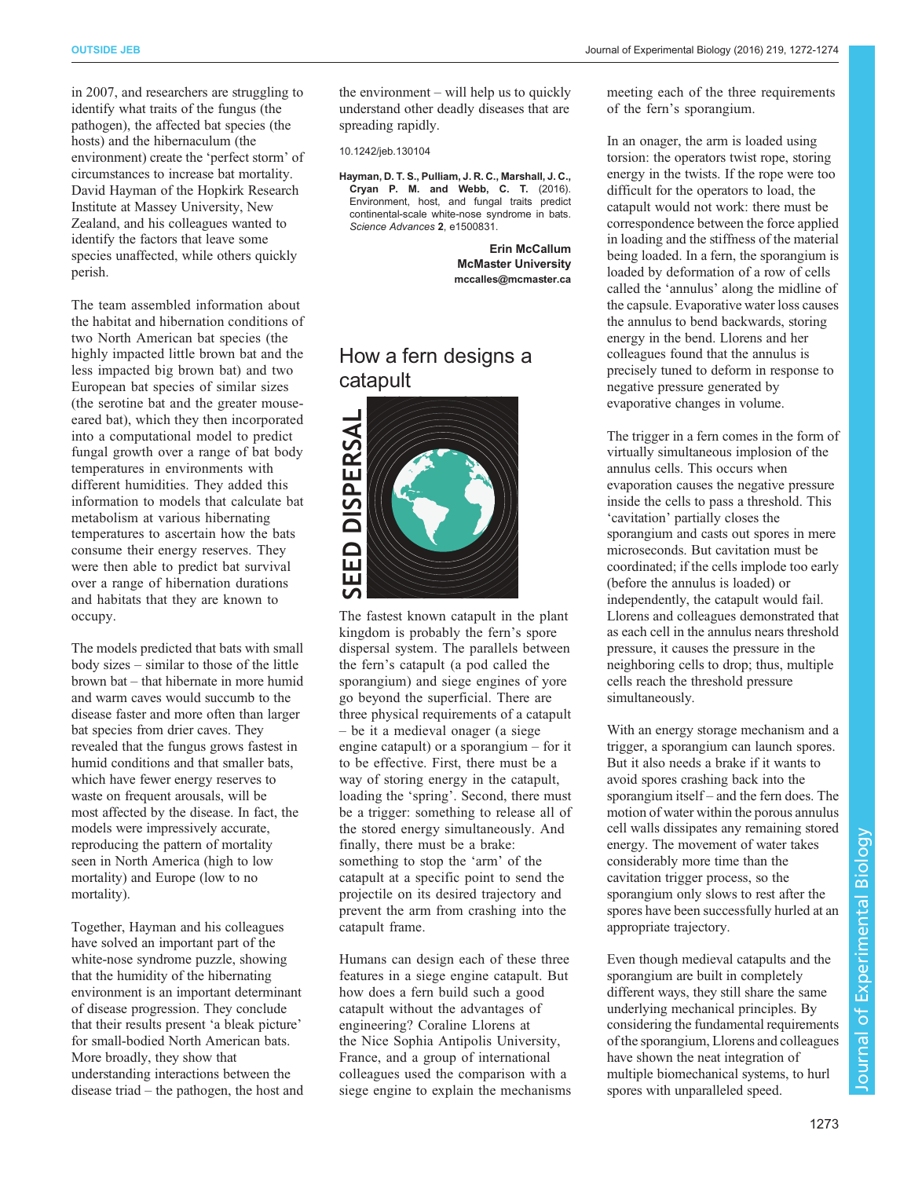in 2007, and researchers are struggling to identify what traits of the fungus (the pathogen), the affected bat species (the hosts) and the hibernaculum (the environment) create the 'perfect storm' of circumstances to increase bat mortality. David Hayman of the Hopkirk Research Institute at Massey University, New Zealand, and his colleagues wanted to identify the factors that leave some species unaffected, while others quickly perish.

The team assembled information about the habitat and hibernation conditions of two North American bat species (the highly impacted little brown bat and the less impacted big brown bat) and two European bat species of similar sizes (the serotine bat and the greater mouse-eared bat), which they then incorporated into a computational model to predict fungal growth over a range of bat body temperatures in environments with different humidities. They added this information to models that calculate bat metabolism at various hibernating temperatures to ascertain how the bats consume their energy reserves. They were then able to predict bat survival over a range of hibernation durations and habitats that they are known to occupy.

The models predicted that bats with small body sizes – similar to those of the little brown bat – that hibernate in more humid and warm caves would succumb to the disease faster and more often than larger bat species from drier caves. They revealed that the fungus grows fastest in humid conditions and that smaller bats, which have fewer energy reserves to waste on frequent arousals, will be most affected by the disease. In fact, the models were impressively accurate, reproducing the pattern of mortality seen in North America (high to low mortality) and Europe (low to no mortality).

Together, Hayman and his colleagues have solved an important part of the white-nose syndrome puzzle, showing that the humidity of the hibernating environment is an important determinant of disease progression. They conclude that their results present 'a bleak picture' for small-bodied North American bats. More broadly, they show that understanding interactions between the disease triad – the pathogen, the host and the environment – will help us to quickly understand other deadly diseases that are spreading rapidly.

10.1242/jeb.130104

**Hayman, D. T. S., Pulliam, J. R. C., Marshall, J. C., Cryan P. M. and Webb, C. T.** (2016). Environment, host, and fungal traits predict continental-scale white-nose syndrome in bats. *Science Advances* **2**, e1500831.

**Erin McCallum**
**McMaster University**
**mccalles@mcmaster.ca**

## How a fern designs a catapult

SEED DISPERSAL

The fastest known catapult in the plant kingdom is probably the fern's spore dispersal system. The parallels between the fern's catapult (a pod called the sporangium) and siege engines of yore go beyond the superficial. There are three physical requirements of a catapult – be it a medieval onager (a siege engine catapult) or a sporangium – for it to be effective. First, there must be a way of storing energy in the catapult, loading the 'spring'. Second, there must be a trigger: something to release all of the stored energy simultaneously. And finally, there must be a brake: something to stop the 'arm' of the catapult at a specific point to send the projectile on its desired trajectory and prevent the arm from crashing into the catapult frame.

Humans can design each of these three features in a siege engine catapult. But how does a fern build such a good catapult without the advantages of engineering? Coraline Llorens at the Nice Sophia Antipolis University, France, and a group of international colleagues used the comparison with a siege engine to explain the mechanisms meeting each of the three requirements of the fern's sporangium.

In an onager, the arm is loaded using torsion: the operators twist rope, storing energy in the twists. If the rope were too difficult for the operators to load, the catapult would not work: there must be correspondence between the force applied in loading and the stiffness of the material being loaded. In a fern, the sporangium is loaded by deformation of a row of cells called the 'annulus' along the midline of the capsule. Evaporative water loss causes the annulus to bend backwards, storing energy in the bend. Llorens and her colleagues found that the annulus is precisely tuned to deform in response to negative pressure generated by evaporative changes in volume.

The trigger in a fern comes in the form of virtually simultaneous implosion of the annulus cells. This occurs when evaporation causes the negative pressure inside the cells to pass a threshold. This 'cavitation' partially closes the sporangium and casts out spores in mere microseconds. But cavitation must be coordinated; if the cells implode too early (before the annulus is loaded) or independently, the catapult would fail. Llorens and colleagues demonstrated that as each cell in the annulus nears threshold pressure, it causes the pressure in the neighboring cells to drop; thus, multiple cells reach the threshold pressure simultaneously.

With an energy storage mechanism and a trigger, a sporangium can launch spores. But it also needs a brake if it wants to avoid spores crashing back into the sporangium itself – and the fern does. The motion of water within the porous annulus cell walls dissipates any remaining stored energy. The movement of water takes considerably more time than the cavitation trigger process, so the sporangium only slows to rest after the spores have been successfully hurled at an appropriate trajectory.

Even though medieval catapults and the sporangium are built in completely different ways, they still share the same underlying mechanical principles. By considering the fundamental requirements of the sporangium, Llorens and colleagues have shown the neat integration of multiple biomechanical systems, to hurl spores with unparalleled speed.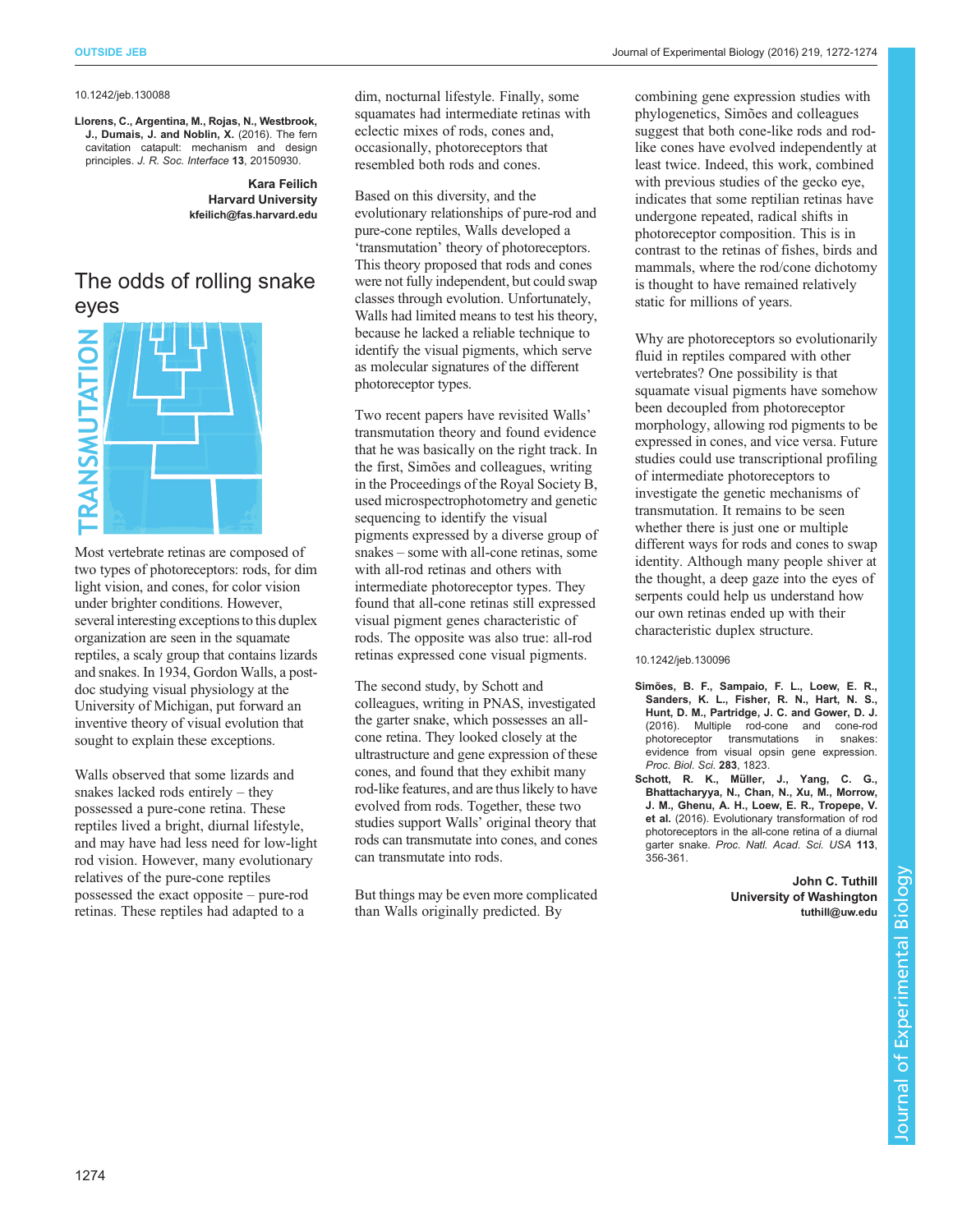10.1242/jeb.130088

**Llorens, C., Argentina, M., Rojas, N., Westbrook, J., Dumais, J. and Noblin, X.** (2016). The fern cavitation catapult: mechanism and design principles. *J. R. Soc. Interface* **13**, 20150930.

**Kara Feilich**
**Harvard University**
**kfeilich@fas.harvard.edu**

# The odds of rolling snake eyes

TRANSMUTATION

Most vertebrate retinas are composed of two types of photoreceptors: rods, for dim light vision, and cones, for color vision under brighter conditions. However, several interesting exceptions to this duplex organization are seen in the squamate reptiles, a scaly group that contains lizards and snakes. In 1934, Gordon Walls, a post-doc studying visual physiology at the University of Michigan, put forward an inventive theory of visual evolution that sought to explain these exceptions.

Walls observed that some lizards and snakes lacked rods entirely – they possessed a pure-cone retina. These reptiles lived a bright, diurnal lifestyle, and may have had less need for low-light rod vision. However, many evolutionary relatives of the pure-cone reptiles possessed the exact opposite – pure-rod retinas. These reptiles had adapted to a dim, nocturnal lifestyle. Finally, some squamates had intermediate retinas with eclectic mixes of rods, cones and, occasionally, photoreceptors that resembled both rods and cones.

Based on this diversity, and the evolutionary relationships of pure-rod and pure-cone reptiles, Walls developed a 'transmutation' theory of photoreceptors. This theory proposed that rods and cones were not fully independent, but could swap classes through evolution. Unfortunately, Walls had limited means to test his theory, because he lacked a reliable technique to identify the visual pigments, which serve as molecular signatures of the different photoreceptor types.

Two recent papers have revisited Walls' transmutation theory and found evidence that he was basically on the right track. In the first, Simões and colleagues, writing in the Proceedings of the Royal Society B, used microspectrophotometry and genetic sequencing to identify the visual pigments expressed by a diverse group of snakes – some with all-cone retinas, some with all-rod retinas and others with intermediate photoreceptor types. They found that all-cone retinas still expressed visual pigment genes characteristic of rods. The opposite was also true: all-rod retinas expressed cone visual pigments.

The second study, by Schott and colleagues, writing in PNAS, investigated the garter snake, which possesses an all-cone retina. They looked closely at the ultrastructure and gene expression of these cones, and found that they exhibit many rod-like features, and are thus likely to have evolved from rods. Together, these two studies support Walls' original theory that rods can transmutate into cones, and cones can transmutate into rods.

But things may be even more complicated than Walls originally predicted. By combining gene expression studies with phylogenetics, Simões and colleagues suggest that both cone-like rods and rod-like cones have evolved independently at least twice. Indeed, this work, combined with previous studies of the gecko eye, indicates that some reptilian retinas have undergone repeated, radical shifts in photoreceptor composition. This is in contrast to the retinas of fishes, birds and mammals, where the rod/cone dichotomy is thought to have remained relatively static for millions of years.

Why are photoreceptors so evolutionarily fluid in reptiles compared with other vertebrates? One possibility is that squamate visual pigments have somehow been decoupled from photoreceptor morphology, allowing rod pigments to be expressed in cones, and vice versa. Future studies could use transcriptional profiling of intermediate photoreceptors to investigate the genetic mechanisms of transmutation. It remains to be seen whether there is just one or multiple different ways for rods and cones to swap identity. Although many people shiver at the thought, a deep gaze into the eyes of serpents could help us understand how our own retinas ended up with their characteristic duplex structure.

10.1242/jeb.130096

**Simões, B. F., Sampaio, F. L., Loew, E. R., Sanders, K. L., Fisher, R. N., Hart, N. S., Hunt, D. M., Partridge, J. C. and Gower, D. J.** (2016). Multiple rod-cone and cone-rod photoreceptor transmutations in snakes: evidence from visual opsin gene expression. *Proc. Biol. Sci.* **283**, 1823.

**Schott, R. K., Müller, J., Yang, C. G., Bhattacharyya, N., Chan, N., Xu, M., Morrow, J. M., Ghenu, A. H., Loew, E. R., Tropepe, V. et al.** (2016). Evolutionary transformation of rod photoreceptors in the all-cone retina of a diurnal garter snake. *Proc. Natl. Acad. Sci. USA* **113**, 356-361.

**John C. Tuthill**
**University of Washington**
**tuthill@uw.edu**